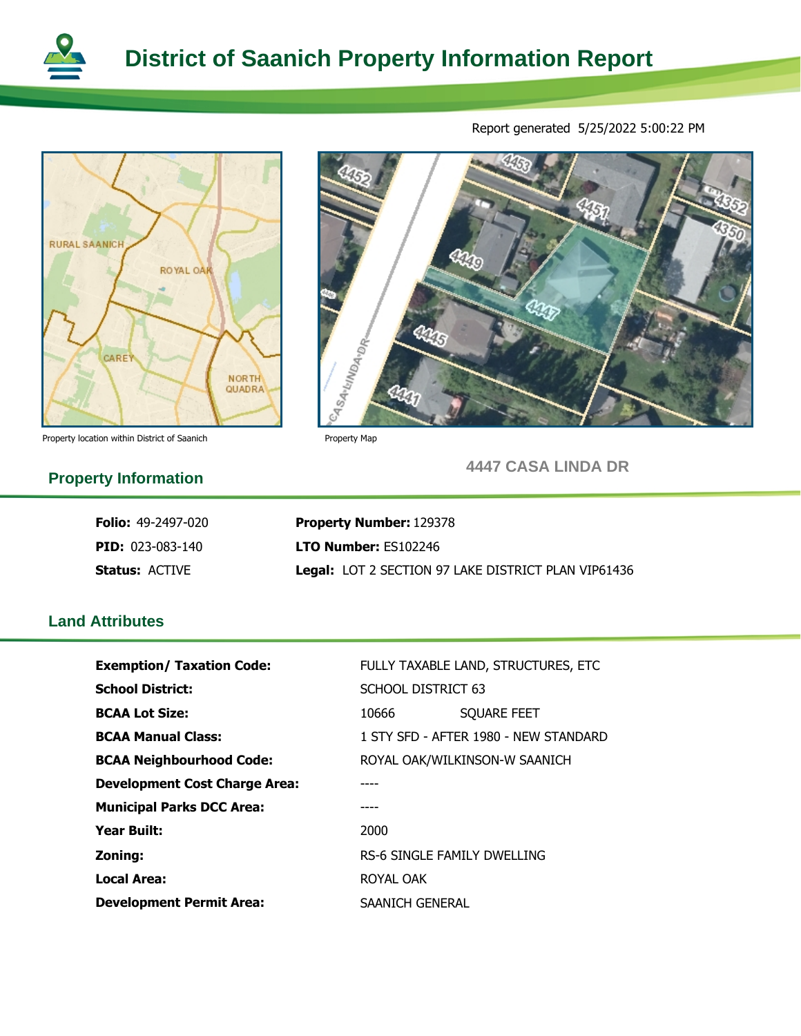# District of Saanich Property Information Report

Report generated 5/25/2022 5:00:22 PM

Property location within District of Saanich

Property Map

## Property Information

**4447 CASA LINDA DR**

| | |
|---|---|
| **Folio:** 49-2497-020 | **Property Number:** 129378 |
| **PID:** 023-083-140 | **LTO Number:** ES102246 |
| **Status:** ACTIVE | **Legal:** LOT 2 SECTION 97 LAKE DISTRICT PLAN VIP61436 |

## Land Attributes

| | |
|---|---|
| **Exemption/ Taxation Code:** | FULLY TAXABLE LAND, STRUCTURES, ETC |
| **School District:** | SCHOOL DISTRICT 63 |
| **BCAA Lot Size:** | 10666 SQUARE FEET |
| **BCAA Manual Class:** | 1 STY SFD - AFTER 1980 - NEW STANDARD |
| **BCAA Neighbourhood Code:** | ROYAL OAK/WILKINSON-W SAANICH |
| **Development Cost Charge Area:** | ---- |
| **Municipal Parks DCC Area:** | ---- |
| **Year Built:** | 2000 |
| **Zoning:** | RS-6 SINGLE FAMILY DWELLING |
| **Local Area:** | ROYAL OAK |
| **Development Permit Area:** | SAANICH GENERAL |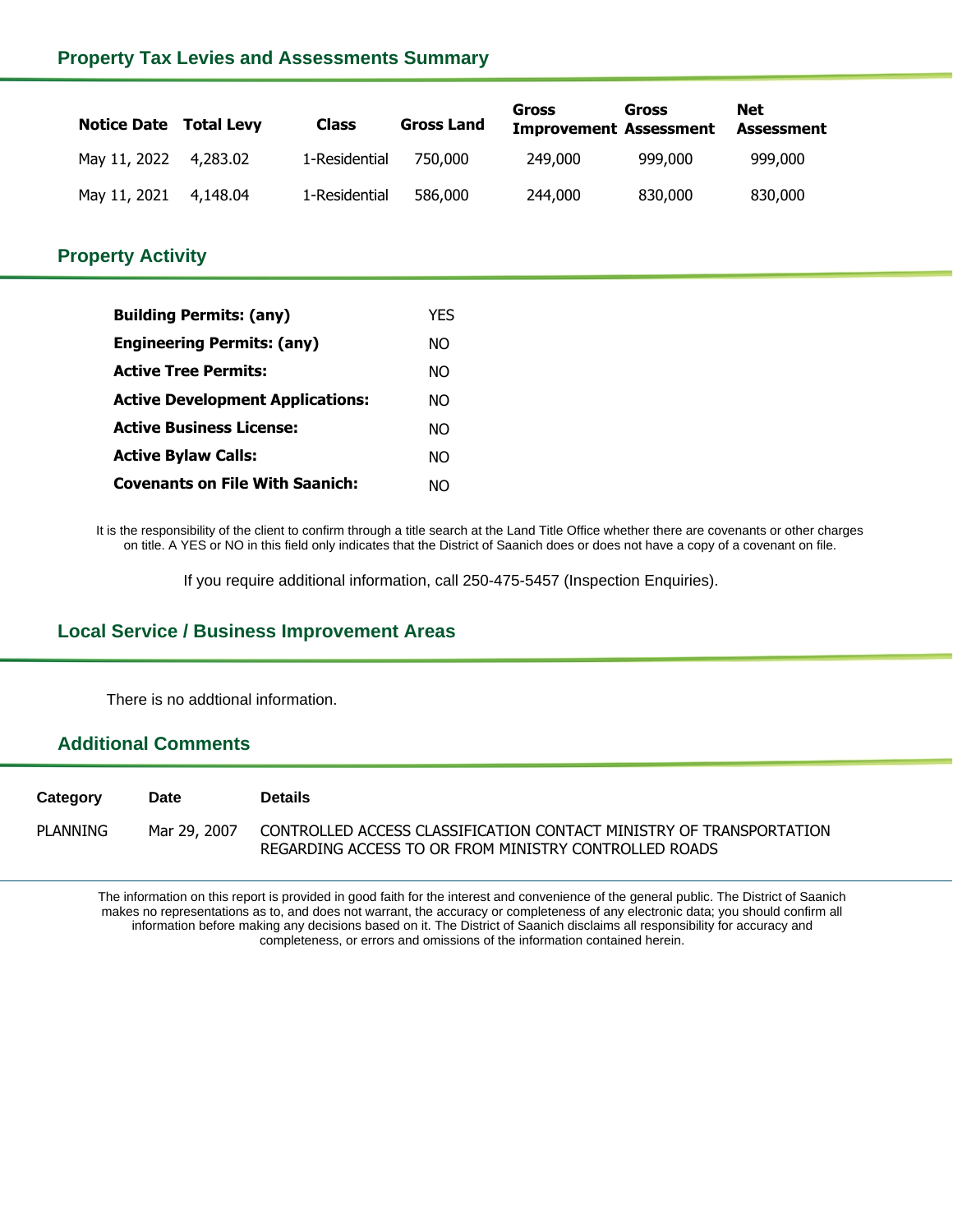## Property Tax Levies and Assessments Summary

| Notice Date | Total Levy | Class | Gross Land | Gross Improvement | Gross Assessment | Net Assessment |
|---|---|---|---|---|---|---|
| May 11, 2022 | 4,283.02 | 1-Residential | 750,000 | 249,000 | 999,000 | 999,000 |
| May 11, 2021 | 4,148.04 | 1-Residential | 586,000 | 244,000 | 830,000 | 830,000 |

## Property Activity

| | |
|---|---|
| **Building Permits: (any)** | YES |
| **Engineering Permits: (any)** | NO |
| **Active Tree Permits:** | NO |
| **Active Development Applications:** | NO |
| **Active Business License:** | NO |
| **Active Bylaw Calls:** | NO |
| **Covenants on File With Saanich:** | NO |

It is the responsibility of the client to confirm through a title search at the Land Title Office whether there are covenants or other charges on title. A YES or NO in this field only indicates that the District of Saanich does or does not have a copy of a covenant on file.

If you require additional information, call 250-475-5457 (Inspection Enquiries).

## Local Service / Business Improvement Areas

There is no addtional information.

## Additional Comments

| Category | Date | Details |
|---|---|---|
| PLANNING | Mar 29, 2007 | CONTROLLED ACCESS CLASSIFICATION CONTACT MINISTRY OF TRANSPORTATION REGARDING ACCESS TO OR FROM MINISTRY CONTROLLED ROADS |

The information on this report is provided in good faith for the interest and convenience of the general public. The District of Saanich makes no representations as to, and does not warrant, the accuracy or completeness of any electronic data; you should confirm all information before making any decisions based on it. The District of Saanich disclaims all responsibility for accuracy and completeness, or errors and omissions of the information contained herein.